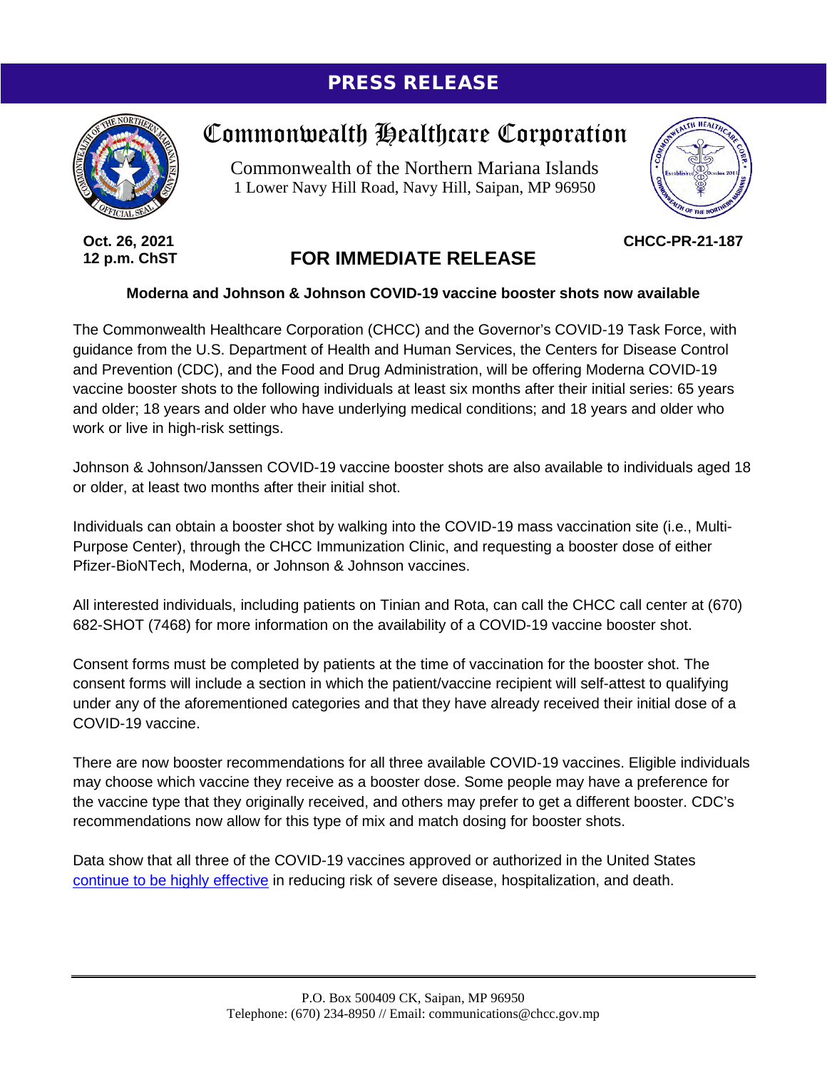**PRESS RELEASE**

# Commonwealth Healthcare Corporation

Commonwealth of the Northern Mariana Islands
1 Lower Navy Hill Road, Navy Hill, Saipan, MP 96950

**Oct. 26, 2021**
**12 p.m. ChST**

**CHCC-PR-21-187**

## FOR IMMEDIATE RELEASE

**Moderna and Johnson & Johnson COVID-19 vaccine booster shots now available**

The Commonwealth Healthcare Corporation (CHCC) and the Governor's COVID-19 Task Force, with guidance from the U.S. Department of Health and Human Services, the Centers for Disease Control and Prevention (CDC), and the Food and Drug Administration, will be offering Moderna COVID-19 vaccine booster shots to the following individuals at least six months after their initial series: 65 years and older; 18 years and older who have underlying medical conditions; and 18 years and older who work or live in high-risk settings.

Johnson & Johnson/Janssen COVID-19 vaccine booster shots are also available to individuals aged 18 or older, at least two months after their initial shot.

Individuals can obtain a booster shot by walking into the COVID-19 mass vaccination site (i.e., Multi-Purpose Center), through the CHCC Immunization Clinic, and requesting a booster dose of either Pfizer-BioNTech, Moderna, or Johnson & Johnson vaccines.

All interested individuals, including patients on Tinian and Rota, can call the CHCC call center at (670) 682-SHOT (7468) for more information on the availability of a COVID-19 vaccine booster shot.

Consent forms must be completed by patients at the time of vaccination for the booster shot. The consent forms will include a section in which the patient/vaccine recipient will self-attest to qualifying under any of the aforementioned categories and that they have already received their initial dose of a COVID-19 vaccine.

There are now booster recommendations for all three available COVID-19 vaccines. Eligible individuals may choose which vaccine they receive as a booster dose. Some people may have a preference for the vaccine type that they originally received, and others may prefer to get a different booster. CDC's recommendations now allow for this type of mix and match dosing for booster shots.

Data show that all three of the COVID-19 vaccines approved or authorized in the United States continue to be highly effective in reducing risk of severe disease, hospitalization, and death.

P.O. Box 500409 CK, Saipan, MP 96950
Telephone: (670) 234-8950 // Email: communications@chcc.gov.mp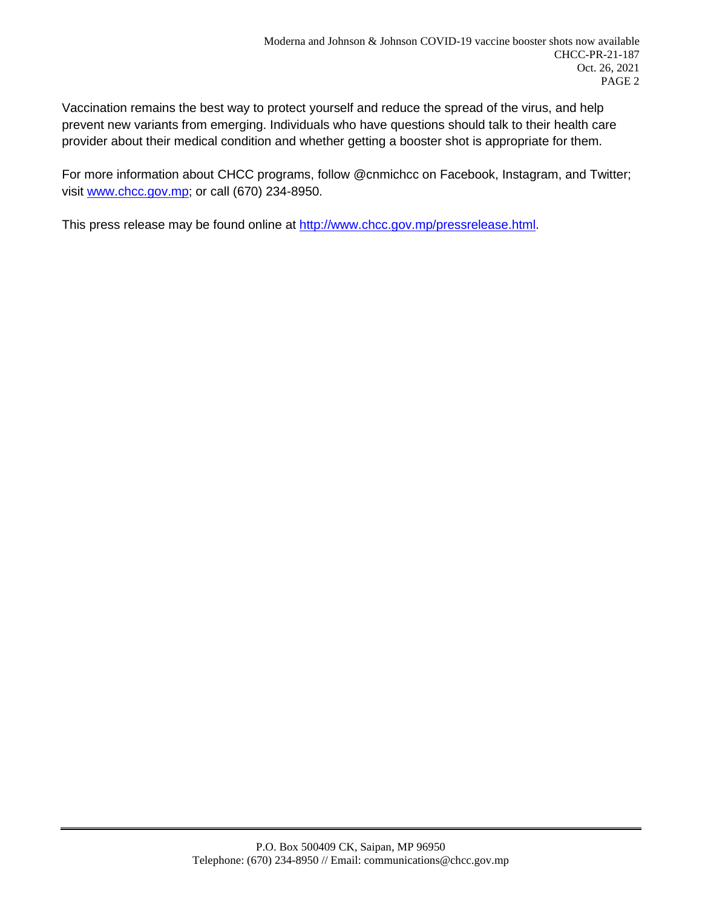Vaccination remains the best way to protect yourself and reduce the spread of the virus, and help prevent new variants from emerging. Individuals who have questions should talk to their health care provider about their medical condition and whether getting a booster shot is appropriate for them.

For more information about CHCC programs, follow @cnmichcc on Facebook, Instagram, and Twitter; visit [www.chcc.gov.mp](http://www.chcc.gov.mp); or call (670) 234-8950.

This press release may be found online at [http://www.chcc.gov.mp/pressrelease.html](http://www.chcc.gov.mp/pressrelease.html).